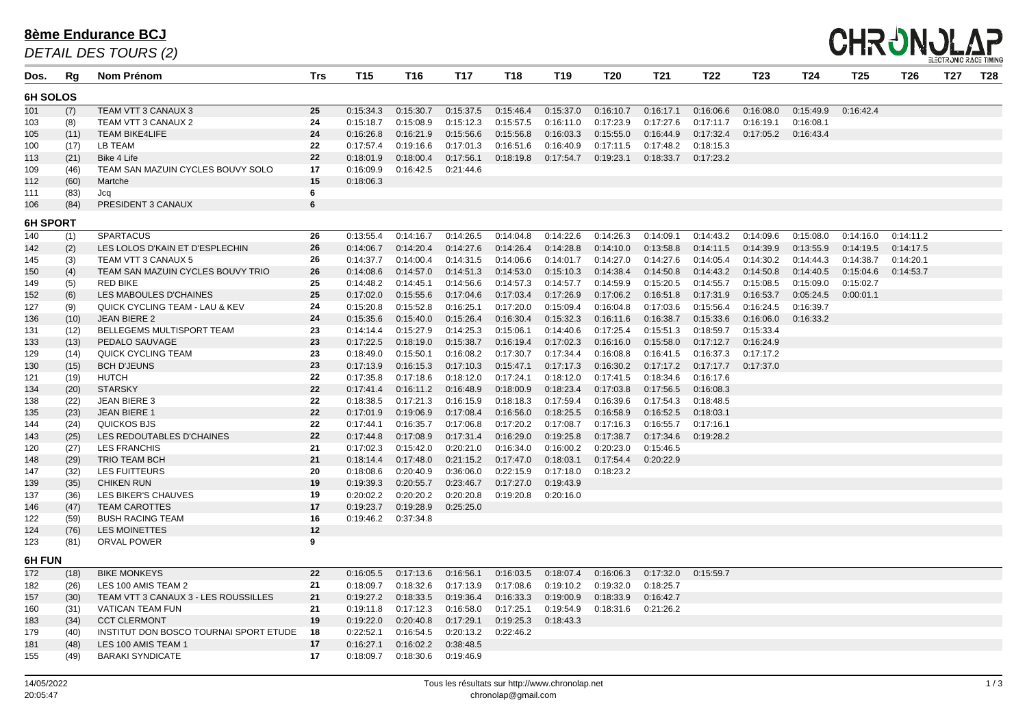# 8ème Endurance BCJ

*DETAIL DES TOURS (2)*

| Dos. | Rg | Nom Prénom | Trs | T15 | T16 | T17 | T18 | T19 | T20 | T21 | T22 | T23 | T24 | T25 | T26 | T27 | T28 |
|---|---|---|---|---|---|---|---|---|---|---|---|---|---|---|---|---|---|
| **6H SOLOS** | | | | | | | | | | | | | | | | | |
| 101 | (7) | TEAM VTT 3 CANAUX 3 | 25 | 0:15:34.3 | 0:15:30.7 | 0:15:37.5 | 0:15:46.4 | 0:15:37.0 | 0:16:10.7 | 0:16:17.1 | 0:16:06.6 | 0:16:08.0 | 0:15:49.9 | 0:16:42.4 | | | |
| 103 | (8) | TEAM VTT 3 CANAUX 2 | 24 | 0:15:18.7 | 0:15:08.9 | 0:15:12.3 | 0:15:57.5 | 0:16:11.0 | 0:17:23.9 | 0:17:27.6 | 0:17:11.7 | 0:16:19.1 | 0:16:08.1 | | | | |
| 105 | (11) | TEAM BIKE4LIFE | 24 | 0:16:26.8 | 0:16:21.9 | 0:15:56.6 | 0:15:56.8 | 0:16:03.3 | 0:15:55.0 | 0:16:44.9 | 0:17:32.4 | 0:17:05.2 | 0:16:43.4 | | | | |
| 100 | (17) | LB TEAM | 22 | 0:17:57.4 | 0:19:16.6 | 0:17:01.3 | 0:16:51.6 | 0:16:40.9 | 0:17:11.5 | 0:17:48.2 | 0:18:15.3 | | | | | | |
| 113 | (21) | Bike 4 Life | 22 | 0:18:01.9 | 0:18:00.4 | 0:17:56.1 | 0:18:19.8 | 0:17:54.7 | 0:19:23.1 | 0:18:33.7 | 0:17:23.2 | | | | | | |
| 109 | (46) | TEAM SAN MAZUIN CYCLES BOUVY SOLO | 17 | 0:16:09.9 | 0:16:42.5 | 0:21:44.6 | | | | | | | | | | | |
| 112 | (60) | Martche | 15 | 0:18:06.3 | | | | | | | | | | | | | |
| 111 | (83) | Jcq | 6 | | | | | | | | | | | | | | |
| 106 | (84) | PRESIDENT 3 CANAUX | 6 | | | | | | | | | | | | | | |
| **6H SPORT** | | | | | | | | | | | | | | | | | |
| 140 | (1) | SPARTACUS | 26 | 0:13:55.4 | 0:14:16.7 | 0:14:26.5 | 0:14:04.8 | 0:14:22.6 | 0:14:26.3 | 0:14:09.1 | 0:14:43.2 | 0:14:09.6 | 0:15:08.0 | 0:14:16.0 | 0:14:11.2 | | |
| 142 | (2) | LES LOLOS D'KAIN ET D'ESPLECHIN | 26 | 0:14:06.7 | 0:14:20.4 | 0:14:27.6 | 0:14:26.4 | 0:14:28.8 | 0:14:10.0 | 0:13:58.8 | 0:14:11.5 | 0:14:39.9 | 0:13:55.9 | 0:14:19.5 | 0:14:17.5 | | |
| 145 | (3) | TEAM VTT 3 CANAUX 5 | 26 | 0:14:37.7 | 0:14:00.4 | 0:14:31.5 | 0:14:06.6 | 0:14:01.7 | 0:14:27.0 | 0:14:27.6 | 0:14:05.4 | 0:14:30.2 | 0:14:44.3 | 0:14:38.7 | 0:14:20.1 | | |
| 150 | (4) | TEAM SAN MAZUIN CYCLES BOUVY TRIO | 26 | 0:14:08.6 | 0:14:57.0 | 0:14:51.3 | 0:14:53.0 | 0:15:10.3 | 0:14:38.4 | 0:14:50.8 | 0:14:43.2 | 0:14:50.8 | 0:14:40.5 | 0:15:04.6 | 0:14:53.7 | | |
| 149 | (5) | RED BIKE | 25 | 0:14:48.2 | 0:14:45.1 | 0:14:56.6 | 0:14:57.3 | 0:14:57.7 | 0:14:59.9 | 0:15:20.5 | 0:14:55.7 | 0:15:08.5 | 0:15:09.0 | 0:15:02.7 | | | |
| 152 | (6) | LES MABOULES D'CHAINES | 25 | 0:17:02.0 | 0:15:55.6 | 0:17:04.6 | 0:17:03.4 | 0:17:26.9 | 0:17:06.2 | 0:16:51.8 | 0:17:31.9 | 0:16:53.7 | 0:05:24.5 | 0:00:01.1 | | | |
| 127 | (9) | QUICK CYCLING TEAM - LAU & KEV | 24 | 0:15:20.8 | 0:15:52.8 | 0:16:25.1 | 0:17:20.0 | 0:15:09.4 | 0:16:04.8 | 0:17:03.6 | 0:15:56.4 | 0:16:24.5 | 0:16:39.7 | | | | |
| 136 | (10) | JEAN BIERE 2 | 24 | 0:15:35.6 | 0:15:40.0 | 0:15:26.4 | 0:16:30.4 | 0:15:32.3 | 0:16:11.6 | 0:16:38.7 | 0:15:33.6 | 0:16:06.0 | 0:16:33.2 | | | | |
| 131 | (12) | BELLEGEMS MULTISPORT TEAM | 23 | 0:14:14.4 | 0:15:27.9 | 0:14:25.3 | 0:15:06.1 | 0:14:40.6 | 0:17:25.4 | 0:15:51.3 | 0:18:59.7 | 0:15:33.4 | | | | | |
| 133 | (13) | PEDALO SAUVAGE | 23 | 0:17:22.5 | 0:18:19.0 | 0:15:38.7 | 0:16:19.4 | 0:17:02.3 | 0:16:16.0 | 0:15:58.0 | 0:17:12.7 | 0:16:24.9 | | | | | |
| 129 | (14) | QUICK CYCLING TEAM | 23 | 0:18:49.0 | 0:15:50.1 | 0:16:08.2 | 0:17:30.7 | 0:17:34.4 | 0:16:08.8 | 0:16:41.5 | 0:16:37.3 | 0:17:17.2 | | | | | |
| 130 | (15) | BCH D'JEUNS | 23 | 0:17:13.9 | 0:16:15.3 | 0:17:10.3 | 0:15:47.1 | 0:17:17.3 | 0:16:30.2 | 0:17:17.2 | 0:17:17.7 | 0:17:37.0 | | | | | |
| 121 | (19) | HUTCH | 22 | 0:17:35.8 | 0:17:18.6 | 0:18:12.0 | 0:17:24.1 | 0:18:12.0 | 0:17:41.5 | 0:18:34.6 | 0:16:17.6 | | | | | | |
| 134 | (20) | STARSKY | 22 | 0:17:41.4 | 0:16:11.2 | 0:16:48.9 | 0:18:00.9 | 0:18:23.4 | 0:17:03.8 | 0:17:56.5 | 0:16:08.3 | | | | | | |
| 138 | (22) | JEAN BIERE 3 | 22 | 0:18:38.5 | 0:17:21.3 | 0:16:15.9 | 0:18:18.3 | 0:17:59.4 | 0:16:39.6 | 0:17:54.3 | 0:18:48.5 | | | | | | |
| 135 | (23) | JEAN BIERE 1 | 22 | 0:17:01.9 | 0:19:06.9 | 0:17:08.4 | 0:16:56.0 | 0:18:25.5 | 0:16:58.9 | 0:16:52.5 | 0:18:03.1 | | | | | | |
| 144 | (24) | QUICKOS BJS | 22 | 0:17:44.1 | 0:16:35.7 | 0:17:06.8 | 0:17:20.2 | 0:17:08.7 | 0:17:16.3 | 0:16:55.7 | 0:17:16.1 | | | | | | |
| 143 | (25) | LES REDOUTABLES D'CHAINES | 22 | 0:17:44.8 | 0:17:08.9 | 0:17:31.4 | 0:16:29.0 | 0:19:25.8 | 0:17:38.7 | 0:17:34.6 | 0:19:28.2 | | | | | | |
| 120 | (27) | LES FRANCHIS | 21 | 0:17:02.3 | 0:15:42.0 | 0:20:21.0 | 0:16:34.0 | 0:16:00.2 | 0:20:23.0 | 0:15:46.5 | | | | | | | |
| 148 | (29) | TRIO TEAM BCH | 21 | 0:18:14.4 | 0:17:48.0 | 0:21:15.2 | 0:17:47.0 | 0:18:03.1 | 0:17:54.4 | 0:20:22.9 | | | | | | | |
| 147 | (32) | LES FUITTEURS | 20 | 0:18:08.6 | 0:20:40.9 | 0:36:06.0 | 0:22:15.9 | 0:17:18.0 | 0:18:23.2 | | | | | | | | |
| 139 | (35) | CHIKEN RUN | 19 | 0:19:39.3 | 0:20:55.7 | 0:23:46.7 | 0:17:27.0 | 0:19:43.9 | | | | | | | | | |
| 137 | (36) | LES BIKER'S CHAUVES | 19 | 0:20:02.2 | 0:20:20.2 | 0:20:20.8 | 0:19:20.8 | 0:20:16.0 | | | | | | | | | |
| 146 | (47) | TEAM CAROTTES | 17 | 0:19:23.7 | 0:19:28.9 | 0:25:25.0 | | | | | | | | | | | |
| 122 | (59) | BUSH RACING TEAM | 16 | 0:19:46.2 | 0:37:34.8 | | | | | | | | | | | | |
| 124 | (76) | LES MOINETTES | 12 | | | | | | | | | | | | | | |
| 123 | (81) | ORVAL POWER | 9 | | | | | | | | | | | | | | |
| **6H FUN** | | | | | | | | | | | | | | | | | |
| 172 | (18) | BIKE MONKEYS | 22 | 0:16:05.5 | 0:17:13.6 | 0:16:56.1 | 0:16:03.5 | 0:18:07.4 | 0:16:06.3 | 0:17:32.0 | 0:15:59.7 | | | | | | |
| 182 | (26) | LES 100 AMIS TEAM 2 | 21 | 0:18:09.7 | 0:18:32.6 | 0:17:13.9 | 0:17:08.6 | 0:19:10.2 | 0:19:32.0 | 0:18:25.7 | | | | | | | |
| 157 | (30) | TEAM VTT 3 CANAUX 3 - LES ROUSSILLES | 21 | 0:19:27.2 | 0:18:33.5 | 0:19:36.4 | 0:16:33.3 | 0:19:00.9 | 0:18:33.9 | 0:16:42.7 | | | | | | | |
| 160 | (31) | VATICAN TEAM FUN | 21 | 0:19:11.8 | 0:17:12.3 | 0:16:58.0 | 0:17:25.1 | 0:19:54.9 | 0:18:31.6 | 0:21:26.2 | | | | | | | |
| 183 | (34) | CCT CLERMONT | 19 | 0:19:22.0 | 0:20:40.8 | 0:17:29.1 | 0:19:25.3 | 0:18:43.3 | | | | | | | | | |
| 179 | (40) | INSTITUT DON BOSCO TOURNAI SPORT ETUDE | 18 | 0:22:52.1 | 0:16:54.5 | 0:20:13.2 | 0:22:46.2 | | | | | | | | | | |
| 181 | (48) | LES 100 AMIS TEAM 1 | 17 | 0:16:27.1 | 0:16:02.2 | 0:38:48.5 | | | | | | | | | | | |
| 155 | (49) | BARAKI SYNDICATE | 17 | 0:18:09.7 | 0:18:30.6 | 0:19:46.9 | | | | | | | | | | | |

14/05/2022 20:05:47

Tous les résultats sur http://www.chronolap.net
chronolap@gmail.com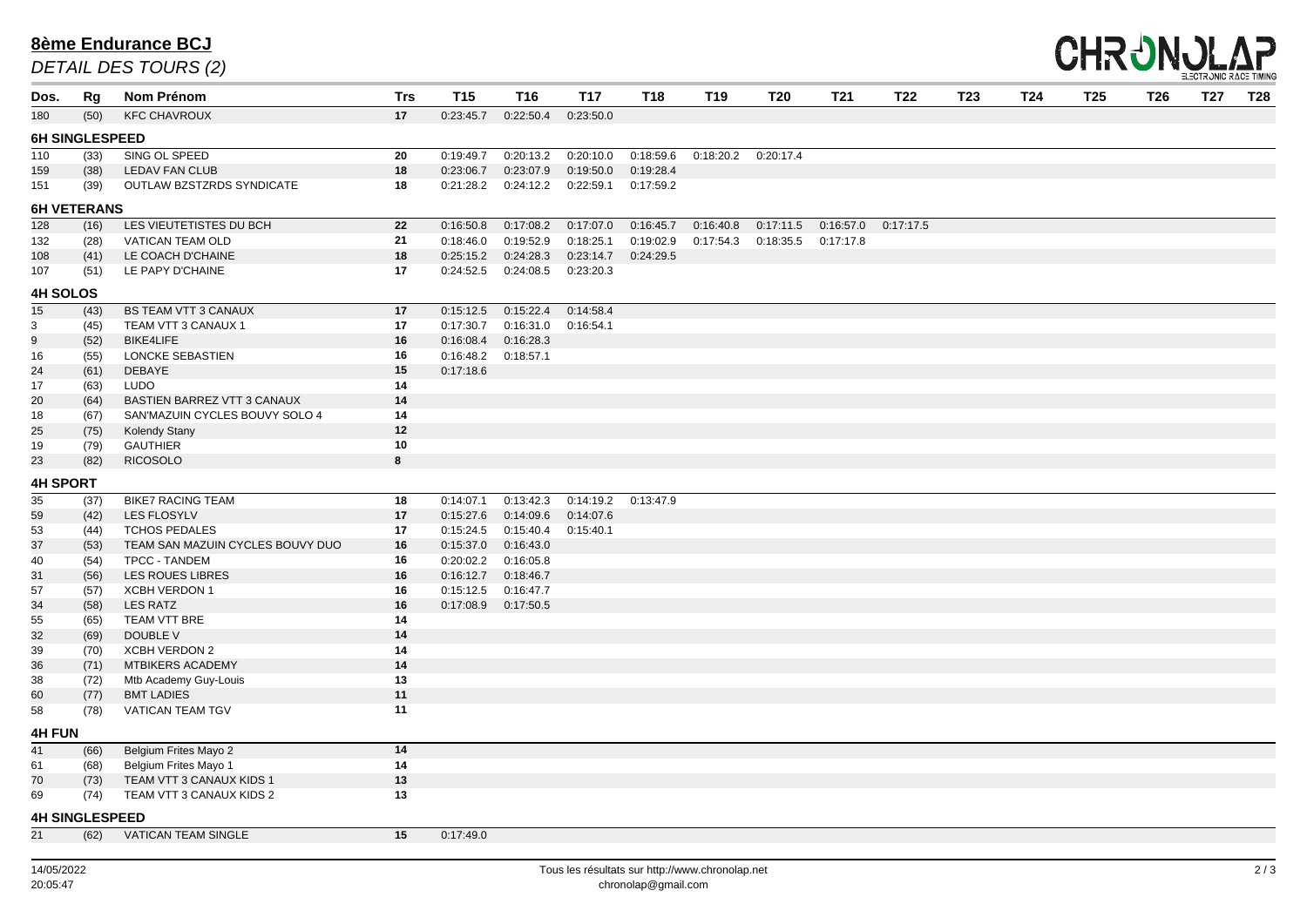# 8ème Endurance BCJ

*DETAIL DES TOURS (2)*

| Dos. | Rg | Nom Prénom | Trs | T15 | T16 | T17 | T18 | T19 | T20 | T21 | T22 | T23 | T24 | T25 | T26 | T27 | T28 |
|---|---|---|---|---|---|---|---|---|---|---|---|---|---|---|---|---|---|
| 180 | (50) | KFC CHAVROUX | 17 | 0:23:45.7 | 0:22:50.4 | 0:23:50.0 | | | | | | | | | | | |
| **6H SINGLESPEED** | | | | | | | | | | | | | | | | | |
| 110 | (33) | SING OL SPEED | 20 | 0:19:49.7 | 0:20:13.2 | 0:20:10.0 | 0:18:59.6 | 0:18:20.2 | 0:20:17.4 | | | | | | | | |
| 159 | (38) | LEDAV FAN CLUB | 18 | 0:23:06.7 | 0:23:07.9 | 0:19:50.0 | 0:19:28.4 | | | | | | | | | | |
| 151 | (39) | OUTLAW BZSTZRDS SYNDICATE | 18 | 0:21:28.2 | 0:24:12.2 | 0:22:59.1 | 0:17:59.2 | | | | | | | | | | |
| **6H VETERANS** | | | | | | | | | | | | | | | | | |
| 128 | (16) | LES VIEUTETISTES DU BCH | 22 | 0:16:50.8 | 0:17:08.2 | 0:17:07.0 | 0:16:45.7 | 0:16:40.8 | 0:17:11.5 | 0:16:57.0 | 0:17:17.5 | | | | | | |
| 132 | (28) | VATICAN TEAM OLD | 21 | 0:18:46.0 | 0:19:52.9 | 0:18:25.1 | 0:19:02.9 | 0:17:54.3 | 0:18:35.5 | 0:17:17.8 | | | | | | | |
| 108 | (41) | LE COACH D'CHAINE | 18 | 0:25:15.2 | 0:24:28.3 | 0:23:14.7 | 0:24:29.5 | | | | | | | | | | |
| 107 | (51) | LE PAPY D'CHAINE | 17 | 0:24:52.5 | 0:24:08.5 | 0:23:20.3 | | | | | | | | | | | |
| **4H SOLOS** | | | | | | | | | | | | | | | | | |
| 15 | (43) | BS TEAM VTT 3 CANAUX | 17 | 0:15:12.5 | 0:15:22.4 | 0:14:58.4 | | | | | | | | | | | |
| 3 | (45) | TEAM VTT 3 CANAUX 1 | 17 | 0:17:30.7 | 0:16:31.0 | 0:16:54.1 | | | | | | | | | | | |
| 9 | (52) | BIKE4LIFE | 16 | 0:16:08.4 | 0:16:28.3 | | | | | | | | | | | | |
| 16 | (55) | LONCKE SEBASTIEN | 16 | 0:16:48.2 | 0:18:57.1 | | | | | | | | | | | | |
| 24 | (61) | DEBAYE | 15 | 0:17:18.6 | | | | | | | | | | | | | |
| 17 | (63) | LUDO | 14 | | | | | | | | | | | | | | |
| 20 | (64) | BASTIEN BARREZ VTT 3 CANAUX | 14 | | | | | | | | | | | | | | |
| 18 | (67) | SAN'MAZUIN CYCLES BOUVY SOLO 4 | 14 | | | | | | | | | | | | | | |
| 25 | (75) | Kolendy Stany | 12 | | | | | | | | | | | | | | |
| 19 | (79) | GAUTHIER | 10 | | | | | | | | | | | | | | |
| 23 | (82) | RICOSOLO | 8 | | | | | | | | | | | | | | |
| **4H SPORT** | | | | | | | | | | | | | | | | | |
| 35 | (37) | BIKE7 RACING TEAM | 18 | 0:14:07.1 | 0:13:42.3 | 0:14:19.2 | 0:13:47.9 | | | | | | | | | | |
| 59 | (42) | LES FLOSYLV | 17 | 0:15:27.6 | 0:14:09.6 | 0:14:07.6 | | | | | | | | | | | |
| 53 | (44) | TCHOS PEDALES | 17 | 0:15:24.5 | 0:15:40.4 | 0:15:40.1 | | | | | | | | | | | |
| 37 | (53) | TEAM SAN MAZUIN CYCLES BOUVY DUO | 16 | 0:15:37.0 | 0:16:43.0 | | | | | | | | | | | | |
| 40 | (54) | TPCC - TANDEM | 16 | 0:20:02.2 | 0:16:05.8 | | | | | | | | | | | | |
| 31 | (56) | LES ROUES LIBRES | 16 | 0:16:12.7 | 0:18:46.7 | | | | | | | | | | | | |
| 57 | (57) | XCBH VERDON 1 | 16 | 0:15:12.5 | 0:16:47.7 | | | | | | | | | | | | |
| 34 | (58) | LES RATZ | 16 | 0:17:08.9 | 0:17:50.5 | | | | | | | | | | | | |
| 55 | (65) | TEAM VTT BRE | 14 | | | | | | | | | | | | | | |
| 32 | (69) | DOUBLE V | 14 | | | | | | | | | | | | | | |
| 39 | (70) | XCBH VERDON 2 | 14 | | | | | | | | | | | | | | |
| 36 | (71) | MTBIKERS ACADEMY | 14 | | | | | | | | | | | | | | |
| 38 | (72) | Mtb Academy Guy-Louis | 13 | | | | | | | | | | | | | | |
| 60 | (77) | BMT LADIES | 11 | | | | | | | | | | | | | | |
| 58 | (78) | VATICAN TEAM TGV | 11 | | | | | | | | | | | | | | |
| **4H FUN** | | | | | | | | | | | | | | | | | |
| 41 | (66) | Belgium Frites Mayo 2 | 14 | | | | | | | | | | | | | | |
| 61 | (68) | Belgium Frites Mayo 1 | 14 | | | | | | | | | | | | | | |
| 70 | (73) | TEAM VTT 3 CANAUX KIDS 1 | 13 | | | | | | | | | | | | | | |
| 69 | (74) | TEAM VTT 3 CANAUX KIDS 2 | 13 | | | | | | | | | | | | | | |
| **4H SINGLESPEED** | | | | | | | | | | | | | | | | | |
| 21 | (62) | VATICAN TEAM SINGLE | 15 | 0:17:49.0 | | | | | | | | | | | | | |

14/05/2022
20:05:47

Tous les résultats sur http://www.chronolap.net
chronolap@gmail.com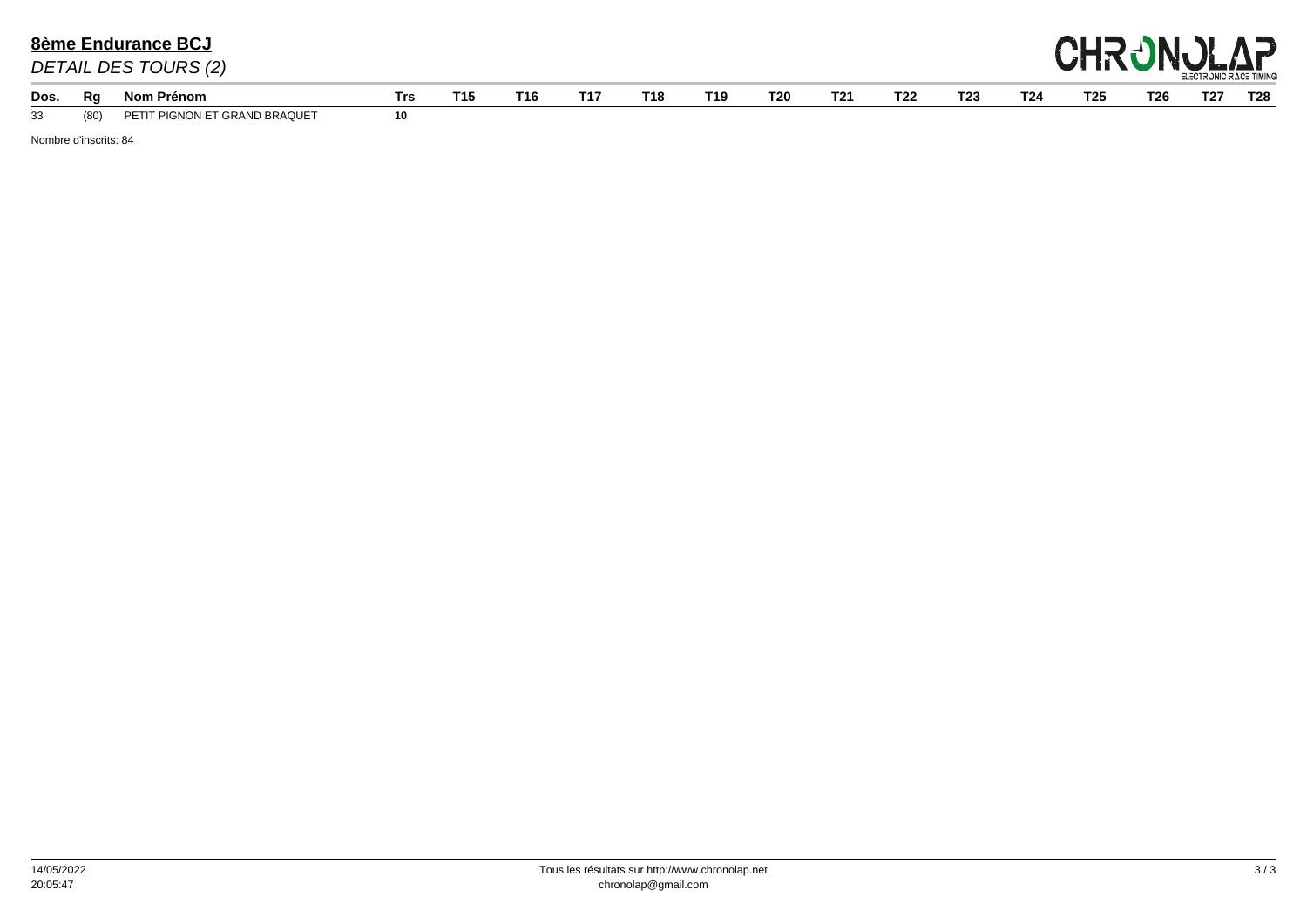# 8ème Endurance BCJ

*DETAIL DES TOURS (2)*

| Dos. | Rg | Nom Prénom | Trs | T15 | T16 | T17 | T18 | T19 | T20 | T21 | T22 | T23 | T24 | T25 | T26 | T27 | T28 |
|---|---|---|---|---|---|---|---|---|---|---|---|---|---|---|---|---|---|
| 33 | (80) | PETIT PIGNON ET GRAND BRAQUET | **10** | | | | | | | | | | | | | | |

Nombre d'inscrits: 84

14/05/2022
20:05:47

Tous les résultats sur http://www.chronolap.net
chronolap@gmail.com